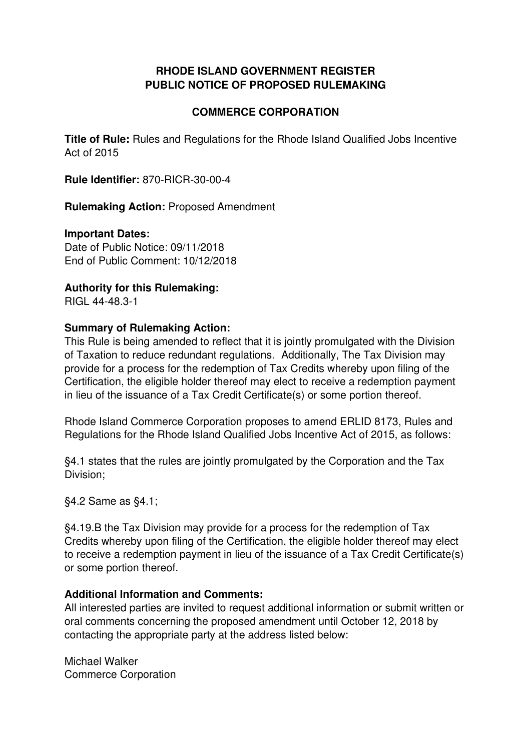# RHODE ISLAND GOVERNMENT REGISTER
# PUBLIC NOTICE OF PROPOSED RULEMAKING

## COMMERCE CORPORATION

**Title of Rule:** Rules and Regulations for the Rhode Island Qualified Jobs Incentive Act of 2015

**Rule Identifier:** 870-RICR-30-00-4

**Rulemaking Action:** Proposed Amendment

**Important Dates:**
Date of Public Notice: 09/11/2018
End of Public Comment: 10/12/2018

**Authority for this Rulemaking:**
RIGL 44-48.3-1

**Summary of Rulemaking Action:**
This Rule is being amended to reflect that it is jointly promulgated with the Division of Taxation to reduce redundant regulations. Additionally, The Tax Division may provide for a process for the redemption of Tax Credits whereby upon filing of the Certification, the eligible holder thereof may elect to receive a redemption payment in lieu of the issuance of a Tax Credit Certificate(s) or some portion thereof.

Rhode Island Commerce Corporation proposes to amend ERLID 8173, Rules and Regulations for the Rhode Island Qualified Jobs Incentive Act of 2015, as follows:

§4.1 states that the rules are jointly promulgated by the Corporation and the Tax Division;

§4.2 Same as §4.1;

§4.19.B the Tax Division may provide for a process for the redemption of Tax Credits whereby upon filing of the Certification, the eligible holder thereof may elect to receive a redemption payment in lieu of the issuance of a Tax Credit Certificate(s) or some portion thereof.

**Additional Information and Comments:**
All interested parties are invited to request additional information or submit written or oral comments concerning the proposed amendment until October 12, 2018 by contacting the appropriate party at the address listed below:

Michael Walker
Commerce Corporation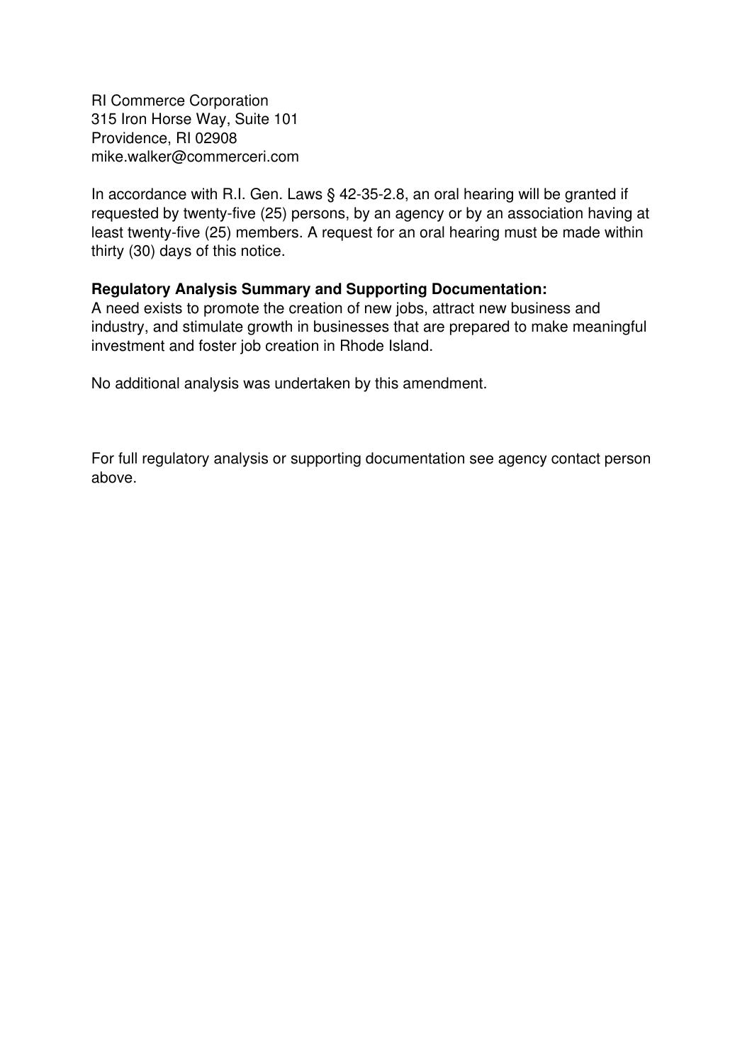RI Commerce Corporation
315 Iron Horse Way, Suite 101
Providence, RI 02908
mike.walker@commerceri.com

In accordance with R.I. Gen. Laws § 42-35-2.8, an oral hearing will be granted if requested by twenty-five (25) persons, by an agency or by an association having at least twenty-five (25) members. A request for an oral hearing must be made within thirty (30) days of this notice.

**Regulatory Analysis Summary and Supporting Documentation:**
A need exists to promote the creation of new jobs, attract new business and industry, and stimulate growth in businesses that are prepared to make meaningful investment and foster job creation in Rhode Island.

No additional analysis was undertaken by this amendment.

For full regulatory analysis or supporting documentation see agency contact person above.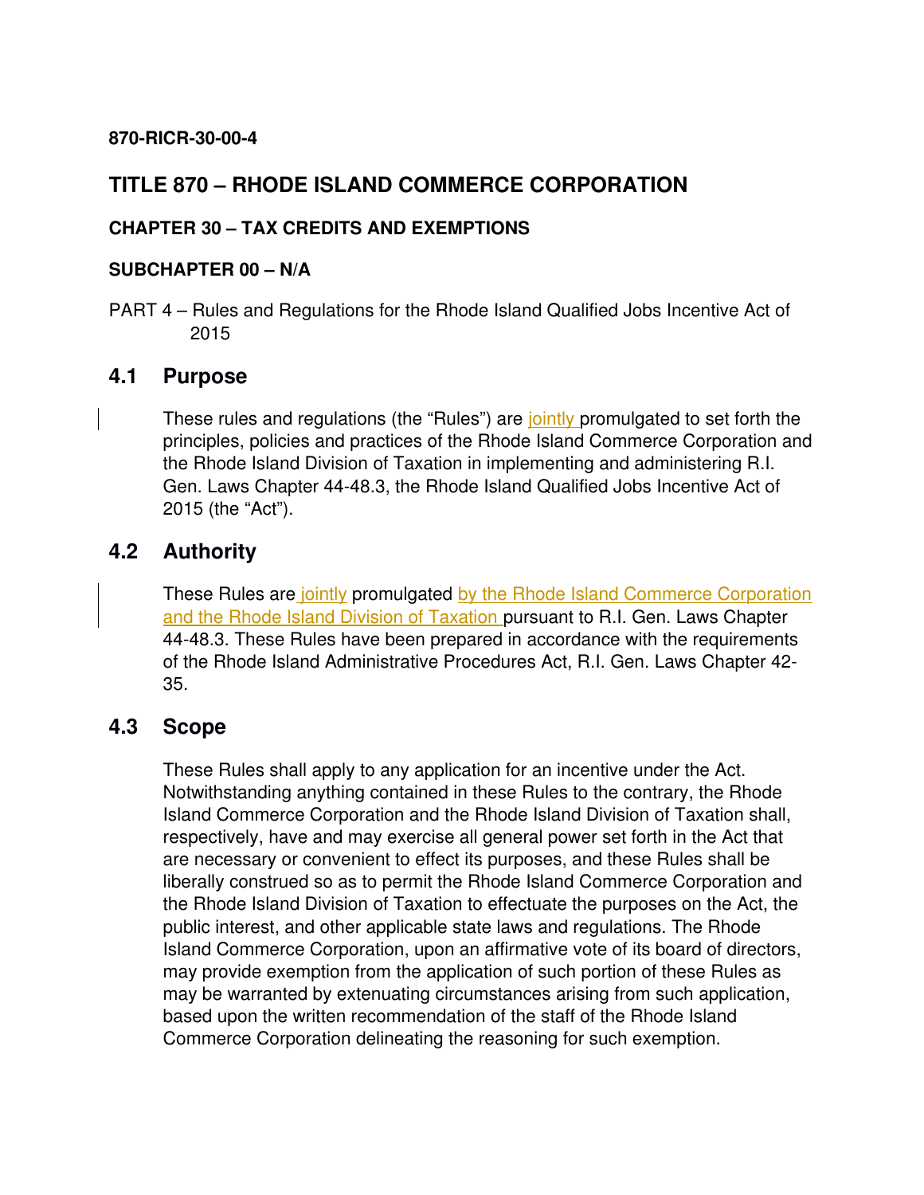**870-RICR-30-00-4**

# TITLE 870 – RHODE ISLAND COMMERCE CORPORATION

### CHAPTER 30 – TAX CREDITS AND EXEMPTIONS

### SUBCHAPTER 00 – N/A

PART 4 – Rules and Regulations for the Rhode Island Qualified Jobs Incentive Act of 2015

## 4.1 Purpose

These rules and regulations (the "Rules") are jointly promulgated to set forth the principles, policies and practices of the Rhode Island Commerce Corporation and the Rhode Island Division of Taxation in implementing and administering R.I. Gen. Laws Chapter 44-48.3, the Rhode Island Qualified Jobs Incentive Act of 2015 (the "Act").

## 4.2 Authority

These Rules are jointly promulgated by the Rhode Island Commerce Corporation and the Rhode Island Division of Taxation pursuant to R.I. Gen. Laws Chapter 44-48.3. These Rules have been prepared in accordance with the requirements of the Rhode Island Administrative Procedures Act, R.I. Gen. Laws Chapter 42-35.

## 4.3 Scope

These Rules shall apply to any application for an incentive under the Act. Notwithstanding anything contained in these Rules to the contrary, the Rhode Island Commerce Corporation and the Rhode Island Division of Taxation shall, respectively, have and may exercise all general power set forth in the Act that are necessary or convenient to effect its purposes, and these Rules shall be liberally construed so as to permit the Rhode Island Commerce Corporation and the Rhode Island Division of Taxation to effectuate the purposes on the Act, the public interest, and other applicable state laws and regulations. The Rhode Island Commerce Corporation, upon an affirmative vote of its board of directors, may provide exemption from the application of such portion of these Rules as may be warranted by extenuating circumstances arising from such application, based upon the written recommendation of the staff of the Rhode Island Commerce Corporation delineating the reasoning for such exemption.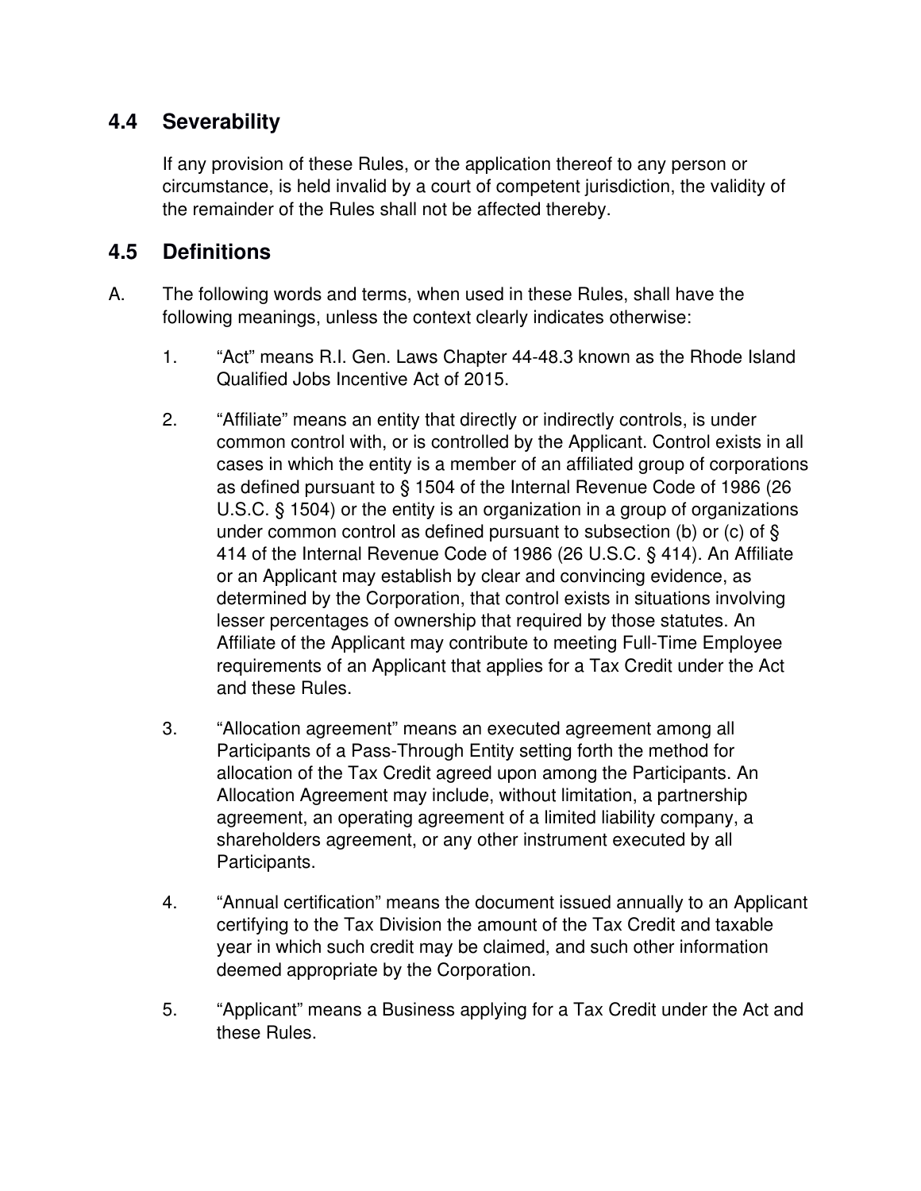## 4.4 Severability

If any provision of these Rules, or the application thereof to any person or circumstance, is held invalid by a court of competent jurisdiction, the validity of the remainder of the Rules shall not be affected thereby.

## 4.5 Definitions

A. The following words and terms, when used in these Rules, shall have the following meanings, unless the context clearly indicates otherwise:

1. “Act” means R.I. Gen. Laws Chapter 44-48.3 known as the Rhode Island Qualified Jobs Incentive Act of 2015.

2. “Affiliate” means an entity that directly or indirectly controls, is under common control with, or is controlled by the Applicant. Control exists in all cases in which the entity is a member of an affiliated group of corporations as defined pursuant to § 1504 of the Internal Revenue Code of 1986 (26 U.S.C. § 1504) or the entity is an organization in a group of organizations under common control as defined pursuant to subsection (b) or (c) of § 414 of the Internal Revenue Code of 1986 (26 U.S.C. § 414). An Affiliate or an Applicant may establish by clear and convincing evidence, as determined by the Corporation, that control exists in situations involving lesser percentages of ownership that required by those statutes. An Affiliate of the Applicant may contribute to meeting Full-Time Employee requirements of an Applicant that applies for a Tax Credit under the Act and these Rules.

3. “Allocation agreement” means an executed agreement among all Participants of a Pass-Through Entity setting forth the method for allocation of the Tax Credit agreed upon among the Participants. An Allocation Agreement may include, without limitation, a partnership agreement, an operating agreement of a limited liability company, a shareholders agreement, or any other instrument executed by all Participants.

4. “Annual certification” means the document issued annually to an Applicant certifying to the Tax Division the amount of the Tax Credit and taxable year in which such credit may be claimed, and such other information deemed appropriate by the Corporation.

5. “Applicant” means a Business applying for a Tax Credit under the Act and these Rules.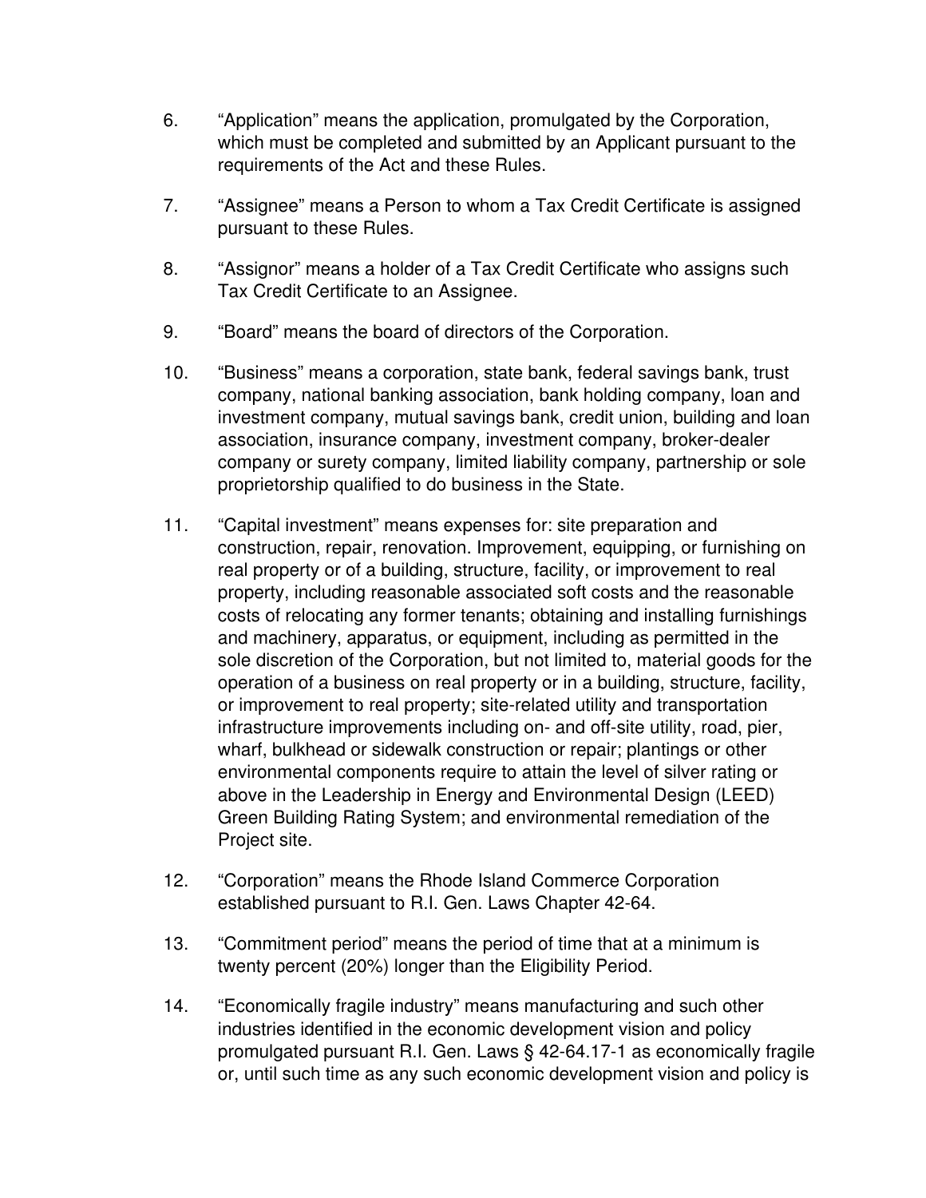6. “Application” means the application, promulgated by the Corporation, which must be completed and submitted by an Applicant pursuant to the requirements of the Act and these Rules.

7. “Assignee” means a Person to whom a Tax Credit Certificate is assigned pursuant to these Rules.

8. “Assignor” means a holder of a Tax Credit Certificate who assigns such Tax Credit Certificate to an Assignee.

9. “Board” means the board of directors of the Corporation.

10. “Business” means a corporation, state bank, federal savings bank, trust company, national banking association, bank holding company, loan and investment company, mutual savings bank, credit union, building and loan association, insurance company, investment company, broker-dealer company or surety company, limited liability company, partnership or sole proprietorship qualified to do business in the State.

11. “Capital investment” means expenses for: site preparation and construction, repair, renovation. Improvement, equipping, or furnishing on real property or of a building, structure, facility, or improvement to real property, including reasonable associated soft costs and the reasonable costs of relocating any former tenants; obtaining and installing furnishings and machinery, apparatus, or equipment, including as permitted in the sole discretion of the Corporation, but not limited to, material goods for the operation of a business on real property or in a building, structure, facility, or improvement to real property; site-related utility and transportation infrastructure improvements including on- and off-site utility, road, pier, wharf, bulkhead or sidewalk construction or repair; plantings or other environmental components require to attain the level of silver rating or above in the Leadership in Energy and Environmental Design (LEED) Green Building Rating System; and environmental remediation of the Project site.

12. “Corporation” means the Rhode Island Commerce Corporation established pursuant to R.I. Gen. Laws Chapter 42-64.

13. “Commitment period” means the period of time that at a minimum is twenty percent (20%) longer than the Eligibility Period.

14. “Economically fragile industry” means manufacturing and such other industries identified in the economic development vision and policy promulgated pursuant R.I. Gen. Laws § 42-64.17-1 as economically fragile or, until such time as any such economic development vision and policy is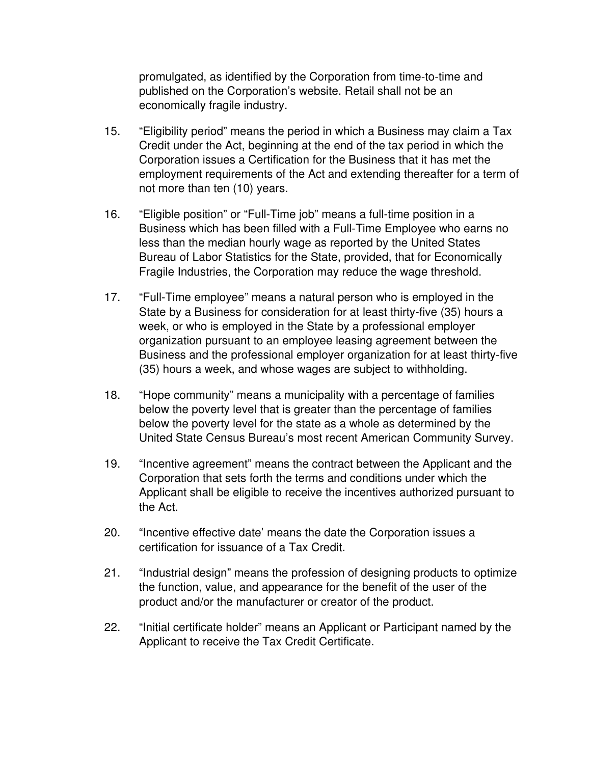promulgated, as identified by the Corporation from time-to-time and published on the Corporation's website. Retail shall not be an economically fragile industry.

15. "Eligibility period" means the period in which a Business may claim a Tax Credit under the Act, beginning at the end of the tax period in which the Corporation issues a Certification for the Business that it has met the employment requirements of the Act and extending thereafter for a term of not more than ten (10) years.

16. "Eligible position" or "Full-Time job" means a full-time position in a Business which has been filled with a Full-Time Employee who earns no less than the median hourly wage as reported by the United States Bureau of Labor Statistics for the State, provided, that for Economically Fragile Industries, the Corporation may reduce the wage threshold.

17. "Full-Time employee" means a natural person who is employed in the State by a Business for consideration for at least thirty-five (35) hours a week, or who is employed in the State by a professional employer organization pursuant to an employee leasing agreement between the Business and the professional employer organization for at least thirty-five (35) hours a week, and whose wages are subject to withholding.

18. "Hope community" means a municipality with a percentage of families below the poverty level that is greater than the percentage of families below the poverty level for the state as a whole as determined by the United State Census Bureau's most recent American Community Survey.

19. "Incentive agreement" means the contract between the Applicant and the Corporation that sets forth the terms and conditions under which the Applicant shall be eligible to receive the incentives authorized pursuant to the Act.

20. "Incentive effective date' means the date the Corporation issues a certification for issuance of a Tax Credit.

21. "Industrial design" means the profession of designing products to optimize the function, value, and appearance for the benefit of the user of the product and/or the manufacturer or creator of the product.

22. "Initial certificate holder" means an Applicant or Participant named by the Applicant to receive the Tax Credit Certificate.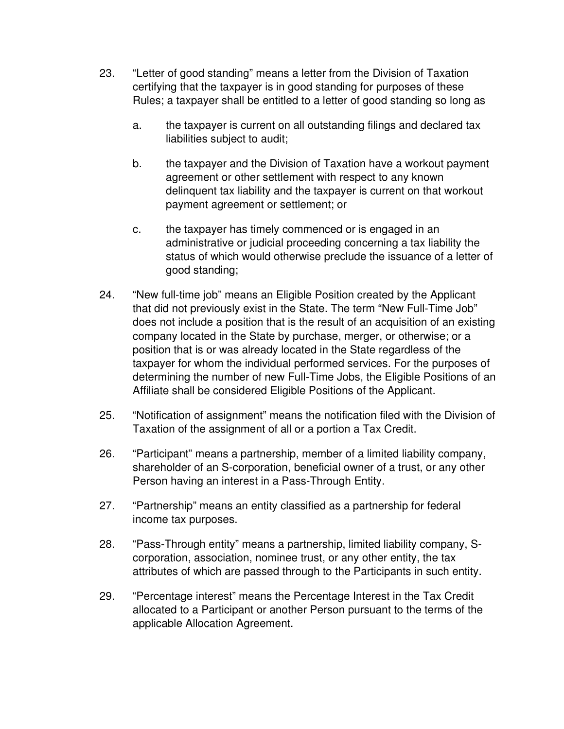23. "Letter of good standing" means a letter from the Division of Taxation certifying that the taxpayer is in good standing for purposes of these Rules; a taxpayer shall be entitled to a letter of good standing so long as

    a. the taxpayer is current on all outstanding filings and declared tax liabilities subject to audit;

    b. the taxpayer and the Division of Taxation have a workout payment agreement or other settlement with respect to any known delinquent tax liability and the taxpayer is current on that workout payment agreement or settlement; or

    c. the taxpayer has timely commenced or is engaged in an administrative or judicial proceeding concerning a tax liability the status of which would otherwise preclude the issuance of a letter of good standing;

24. "New full-time job" means an Eligible Position created by the Applicant that did not previously exist in the State. The term "New Full-Time Job" does not include a position that is the result of an acquisition of an existing company located in the State by purchase, merger, or otherwise; or a position that is or was already located in the State regardless of the taxpayer for whom the individual performed services. For the purposes of determining the number of new Full-Time Jobs, the Eligible Positions of an Affiliate shall be considered Eligible Positions of the Applicant.

25. "Notification of assignment" means the notification filed with the Division of Taxation of the assignment of all or a portion a Tax Credit.

26. "Participant" means a partnership, member of a limited liability company, shareholder of an S-corporation, beneficial owner of a trust, or any other Person having an interest in a Pass-Through Entity.

27. "Partnership" means an entity classified as a partnership for federal income tax purposes.

28. "Pass-Through entity" means a partnership, limited liability company, S-corporation, association, nominee trust, or any other entity, the tax attributes of which are passed through to the Participants in such entity.

29. "Percentage interest" means the Percentage Interest in the Tax Credit allocated to a Participant or another Person pursuant to the terms of the applicable Allocation Agreement.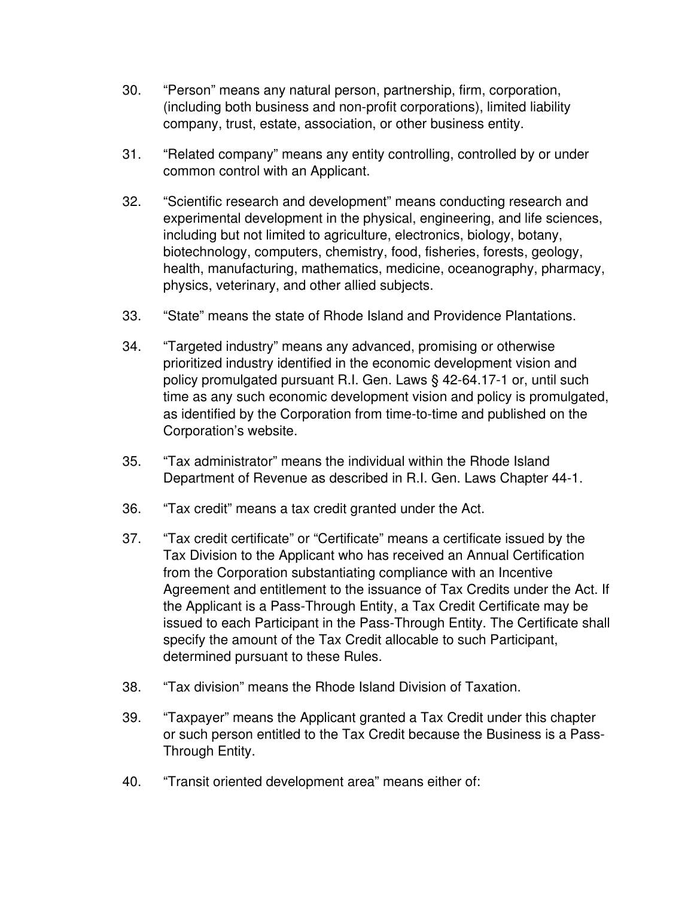30. “Person” means any natural person, partnership, firm, corporation, (including both business and non-profit corporations), limited liability company, trust, estate, association, or other business entity.

31. “Related company” means any entity controlling, controlled by or under common control with an Applicant.

32. “Scientific research and development” means conducting research and experimental development in the physical, engineering, and life sciences, including but not limited to agriculture, electronics, biology, botany, biotechnology, computers, chemistry, food, fisheries, forests, geology, health, manufacturing, mathematics, medicine, oceanography, pharmacy, physics, veterinary, and other allied subjects.

33. “State” means the state of Rhode Island and Providence Plantations.

34. “Targeted industry” means any advanced, promising or otherwise prioritized industry identified in the economic development vision and policy promulgated pursuant R.I. Gen. Laws § 42-64.17-1 or, until such time as any such economic development vision and policy is promulgated, as identified by the Corporation from time-to-time and published on the Corporation’s website.

35. “Tax administrator” means the individual within the Rhode Island Department of Revenue as described in R.I. Gen. Laws Chapter 44-1.

36. “Tax credit” means a tax credit granted under the Act.

37. “Tax credit certificate” or “Certificate” means a certificate issued by the Tax Division to the Applicant who has received an Annual Certification from the Corporation substantiating compliance with an Incentive Agreement and entitlement to the issuance of Tax Credits under the Act. If the Applicant is a Pass-Through Entity, a Tax Credit Certificate may be issued to each Participant in the Pass-Through Entity. The Certificate shall specify the amount of the Tax Credit allocable to such Participant, determined pursuant to these Rules.

38. “Tax division” means the Rhode Island Division of Taxation.

39. “Taxpayer” means the Applicant granted a Tax Credit under this chapter or such person entitled to the Tax Credit because the Business is a Pass-Through Entity.

40. “Transit oriented development area” means either of: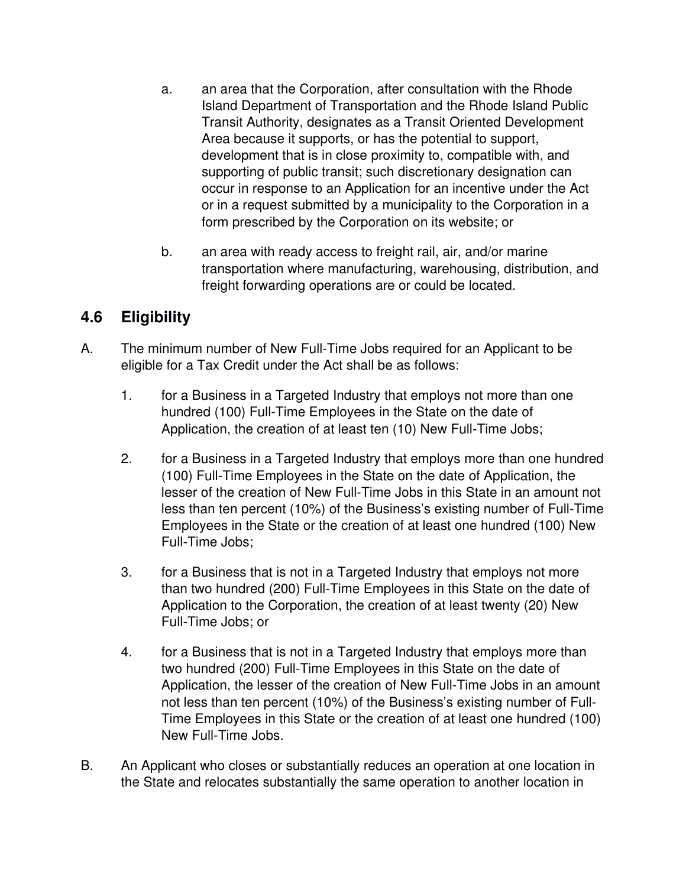a. an area that the Corporation, after consultation with the Rhode Island Department of Transportation and the Rhode Island Public Transit Authority, designates as a Transit Oriented Development Area because it supports, or has the potential to support, development that is in close proximity to, compatible with, and supporting of public transit; such discretionary designation can occur in response to an Application for an incentive under the Act or in a request submitted by a municipality to the Corporation in a form prescribed by the Corporation on its website; or

b. an area with ready access to freight rail, air, and/or marine transportation where manufacturing, warehousing, distribution, and freight forwarding operations are or could be located.

## 4.6 Eligibility

A. The minimum number of New Full-Time Jobs required for an Applicant to be eligible for a Tax Credit under the Act shall be as follows:

1. for a Business in a Targeted Industry that employs not more than one hundred (100) Full-Time Employees in the State on the date of Application, the creation of at least ten (10) New Full-Time Jobs;

2. for a Business in a Targeted Industry that employs more than one hundred (100) Full-Time Employees in the State on the date of Application, the lesser of the creation of New Full-Time Jobs in this State in an amount not less than ten percent (10%) of the Business's existing number of Full-Time Employees in the State or the creation of at least one hundred (100) New Full-Time Jobs;

3. for a Business that is not in a Targeted Industry that employs not more than two hundred (200) Full-Time Employees in this State on the date of Application to the Corporation, the creation of at least twenty (20) New Full-Time Jobs; or

4. for a Business that is not in a Targeted Industry that employs more than two hundred (200) Full-Time Employees in this State on the date of Application, the lesser of the creation of New Full-Time Jobs in an amount not less than ten percent (10%) of the Business's existing number of Full-Time Employees in this State or the creation of at least one hundred (100) New Full-Time Jobs.

B. An Applicant who closes or substantially reduces an operation at one location in the State and relocates substantially the same operation to another location in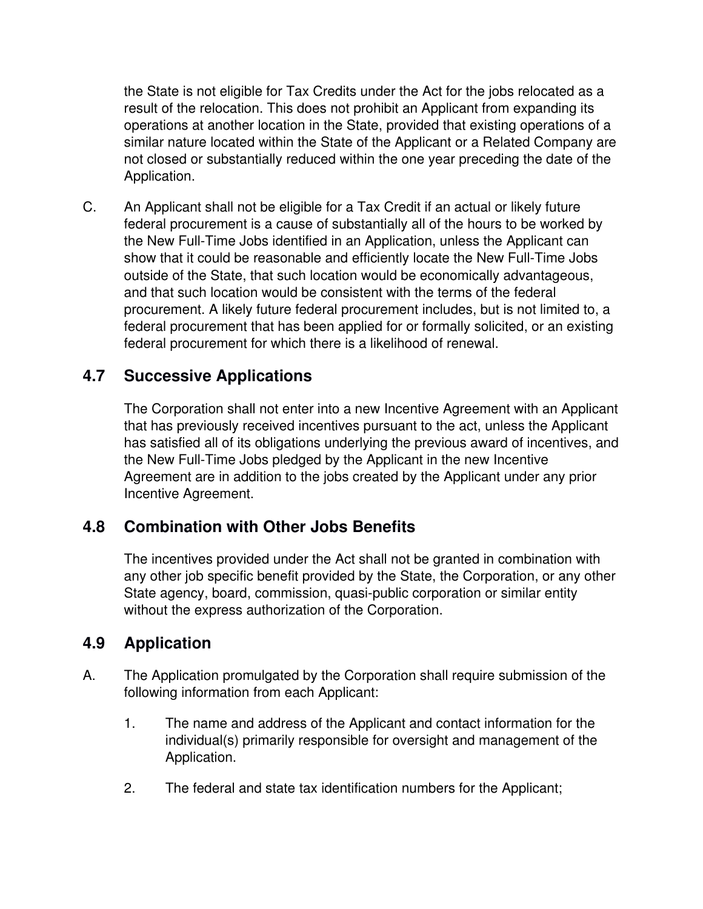the State is not eligible for Tax Credits under the Act for the jobs relocated as a result of the relocation. This does not prohibit an Applicant from expanding its operations at another location in the State, provided that existing operations of a similar nature located within the State of the Applicant or a Related Company are not closed or substantially reduced within the one year preceding the date of the Application.

C. An Applicant shall not be eligible for a Tax Credit if an actual or likely future federal procurement is a cause of substantially all of the hours to be worked by the New Full-Time Jobs identified in an Application, unless the Applicant can show that it could be reasonable and efficiently locate the New Full-Time Jobs outside of the State, that such location would be economically advantageous, and that such location would be consistent with the terms of the federal procurement. A likely future federal procurement includes, but is not limited to, a federal procurement that has been applied for or formally solicited, or an existing federal procurement for which there is a likelihood of renewal.

## 4.7 Successive Applications

The Corporation shall not enter into a new Incentive Agreement with an Applicant that has previously received incentives pursuant to the act, unless the Applicant has satisfied all of its obligations underlying the previous award of incentives, and the New Full-Time Jobs pledged by the Applicant in the new Incentive Agreement are in addition to the jobs created by the Applicant under any prior Incentive Agreement.

## 4.8 Combination with Other Jobs Benefits

The incentives provided under the Act shall not be granted in combination with any other job specific benefit provided by the State, the Corporation, or any other State agency, board, commission, quasi-public corporation or similar entity without the express authorization of the Corporation.

## 4.9 Application

A. The Application promulgated by the Corporation shall require submission of the following information from each Applicant:

1. The name and address of the Applicant and contact information for the individual(s) primarily responsible for oversight and management of the Application.

2. The federal and state tax identification numbers for the Applicant;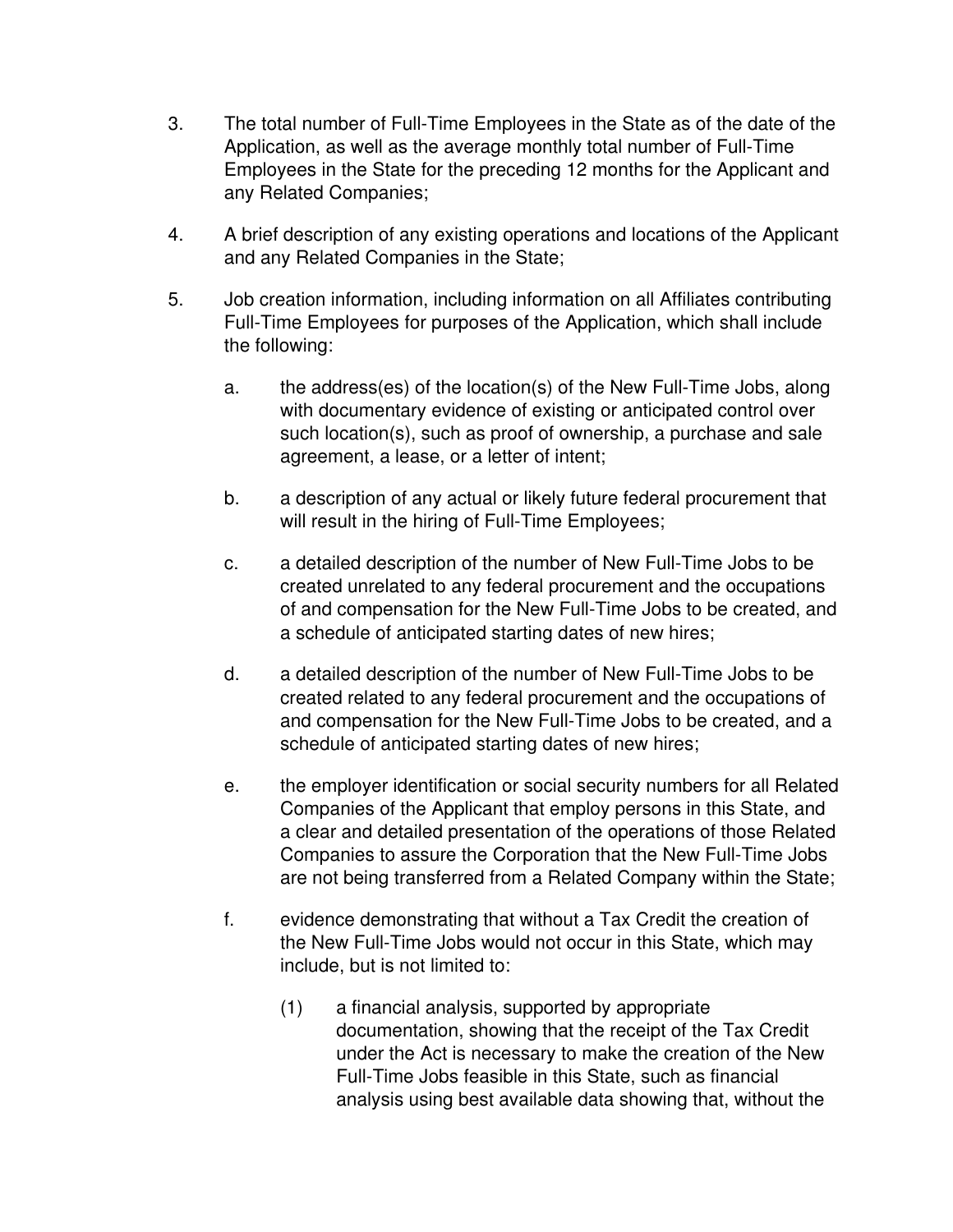3. The total number of Full-Time Employees in the State as of the date of the Application, as well as the average monthly total number of Full-Time Employees in the State for the preceding 12 months for the Applicant and any Related Companies;

4. A brief description of any existing operations and locations of the Applicant and any Related Companies in the State;

5. Job creation information, including information on all Affiliates contributing Full-Time Employees for purposes of the Application, which shall include the following:

   a. the address(es) of the location(s) of the New Full-Time Jobs, along with documentary evidence of existing or anticipated control over such location(s), such as proof of ownership, a purchase and sale agreement, a lease, or a letter of intent;

   b. a description of any actual or likely future federal procurement that will result in the hiring of Full-Time Employees;

   c. a detailed description of the number of New Full-Time Jobs to be created unrelated to any federal procurement and the occupations of and compensation for the New Full-Time Jobs to be created, and a schedule of anticipated starting dates of new hires;

   d. a detailed description of the number of New Full-Time Jobs to be created related to any federal procurement and the occupations of and compensation for the New Full-Time Jobs to be created, and a schedule of anticipated starting dates of new hires;

   e. the employer identification or social security numbers for all Related Companies of the Applicant that employ persons in this State, and a clear and detailed presentation of the operations of those Related Companies to assure the Corporation that the New Full-Time Jobs are not being transferred from a Related Company within the State;

   f. evidence demonstrating that without a Tax Credit the creation of the New Full-Time Jobs would not occur in this State, which may include, but is not limited to:

      (1) a financial analysis, supported by appropriate documentation, showing that the receipt of the Tax Credit under the Act is necessary to make the creation of the New Full-Time Jobs feasible in this State, such as financial analysis using best available data showing that, without the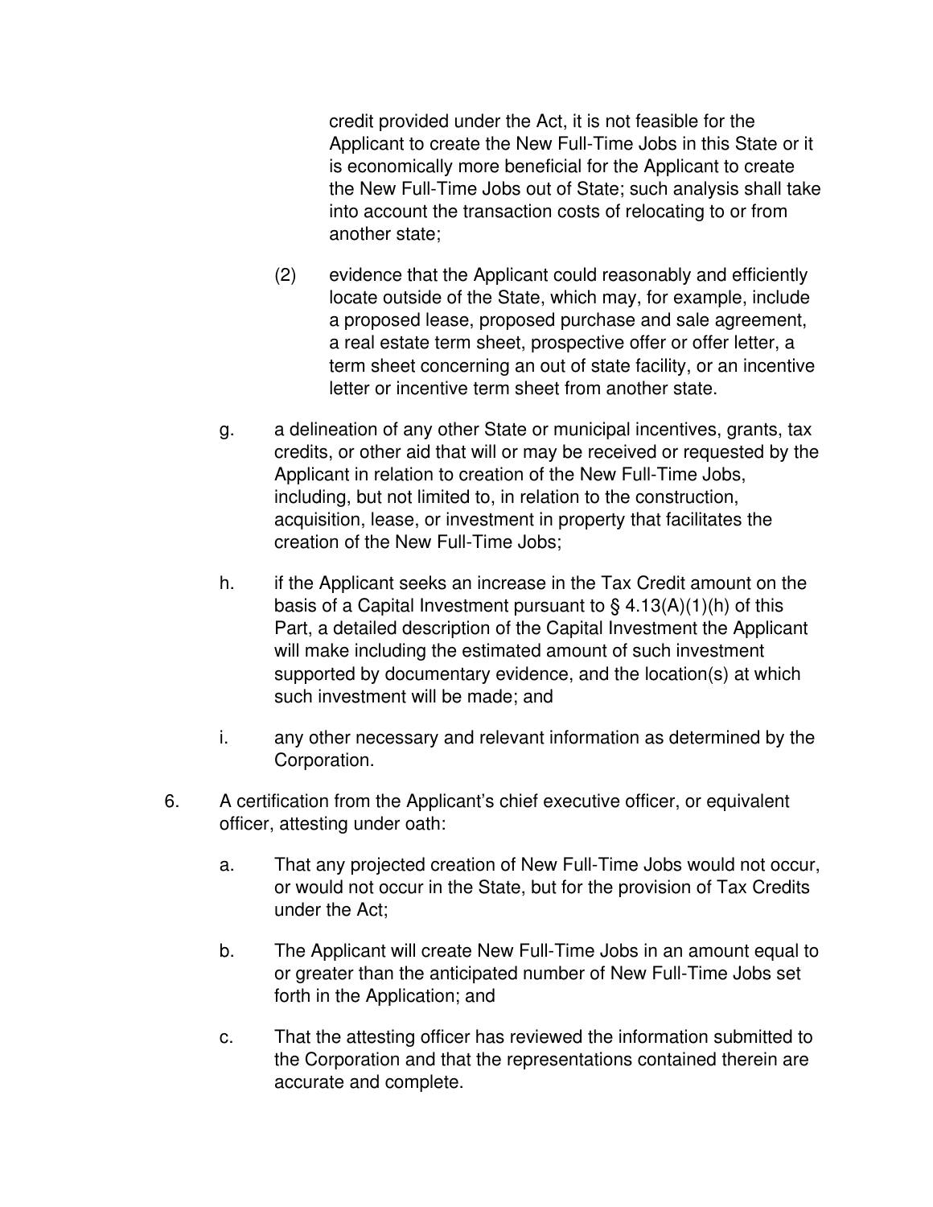credit provided under the Act, it is not feasible for the Applicant to create the New Full-Time Jobs in this State or it is economically more beneficial for the Applicant to create the New Full-Time Jobs out of State; such analysis shall take into account the transaction costs of relocating to or from another state;

(2) evidence that the Applicant could reasonably and efficiently locate outside of the State, which may, for example, include a proposed lease, proposed purchase and sale agreement, a real estate term sheet, prospective offer or offer letter, a term sheet concerning an out of state facility, or an incentive letter or incentive term sheet from another state.

g. a delineation of any other State or municipal incentives, grants, tax credits, or other aid that will or may be received or requested by the Applicant in relation to creation of the New Full-Time Jobs, including, but not limited to, in relation to the construction, acquisition, lease, or investment in property that facilitates the creation of the New Full-Time Jobs;

h. if the Applicant seeks an increase in the Tax Credit amount on the basis of a Capital Investment pursuant to § 4.13(A)(1)(h) of this Part, a detailed description of the Capital Investment the Applicant will make including the estimated amount of such investment supported by documentary evidence, and the location(s) at which such investment will be made; and

i. any other necessary and relevant information as determined by the Corporation.

6. A certification from the Applicant's chief executive officer, or equivalent officer, attesting under oath:

   a. That any projected creation of New Full-Time Jobs would not occur, or would not occur in the State, but for the provision of Tax Credits under the Act;

   b. The Applicant will create New Full-Time Jobs in an amount equal to or greater than the anticipated number of New Full-Time Jobs set forth in the Application; and

   c. That the attesting officer has reviewed the information submitted to the Corporation and that the representations contained therein are accurate and complete.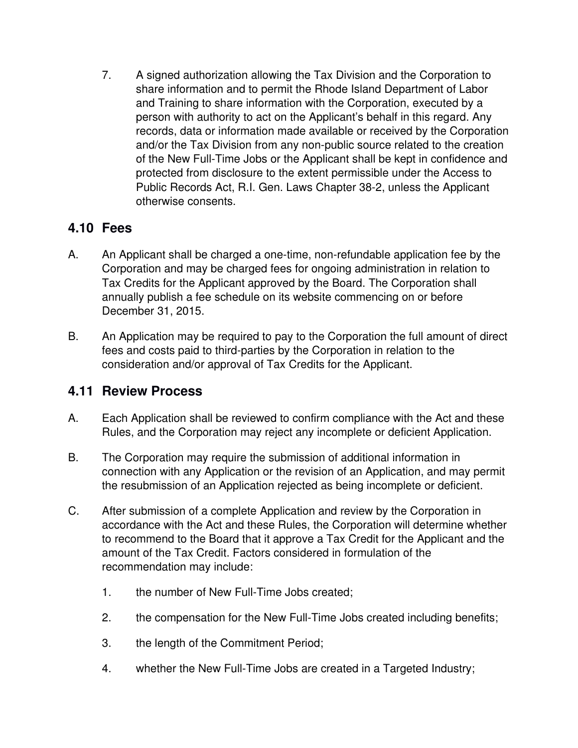7. A signed authorization allowing the Tax Division and the Corporation to share information and to permit the Rhode Island Department of Labor and Training to share information with the Corporation, executed by a person with authority to act on the Applicant's behalf in this regard. Any records, data or information made available or received by the Corporation and/or the Tax Division from any non-public source related to the creation of the New Full-Time Jobs or the Applicant shall be kept in confidence and protected from disclosure to the extent permissible under the Access to Public Records Act, R.I. Gen. Laws Chapter 38-2, unless the Applicant otherwise consents.

## 4.10 Fees

A. An Applicant shall be charged a one-time, non-refundable application fee by the Corporation and may be charged fees for ongoing administration in relation to Tax Credits for the Applicant approved by the Board. The Corporation shall annually publish a fee schedule on its website commencing on or before December 31, 2015.

B. An Application may be required to pay to the Corporation the full amount of direct fees and costs paid to third-parties by the Corporation in relation to the consideration and/or approval of Tax Credits for the Applicant.

## 4.11 Review Process

A. Each Application shall be reviewed to confirm compliance with the Act and these Rules, and the Corporation may reject any incomplete or deficient Application.

B. The Corporation may require the submission of additional information in connection with any Application or the revision of an Application, and may permit the resubmission of an Application rejected as being incomplete or deficient.

C. After submission of a complete Application and review by the Corporation in accordance with the Act and these Rules, the Corporation will determine whether to recommend to the Board that it approve a Tax Credit for the Applicant and the amount of the Tax Credit. Factors considered in formulation of the recommendation may include:

   1. the number of New Full-Time Jobs created;

   2. the compensation for the New Full-Time Jobs created including benefits;

   3. the length of the Commitment Period;

   4. whether the New Full-Time Jobs are created in a Targeted Industry;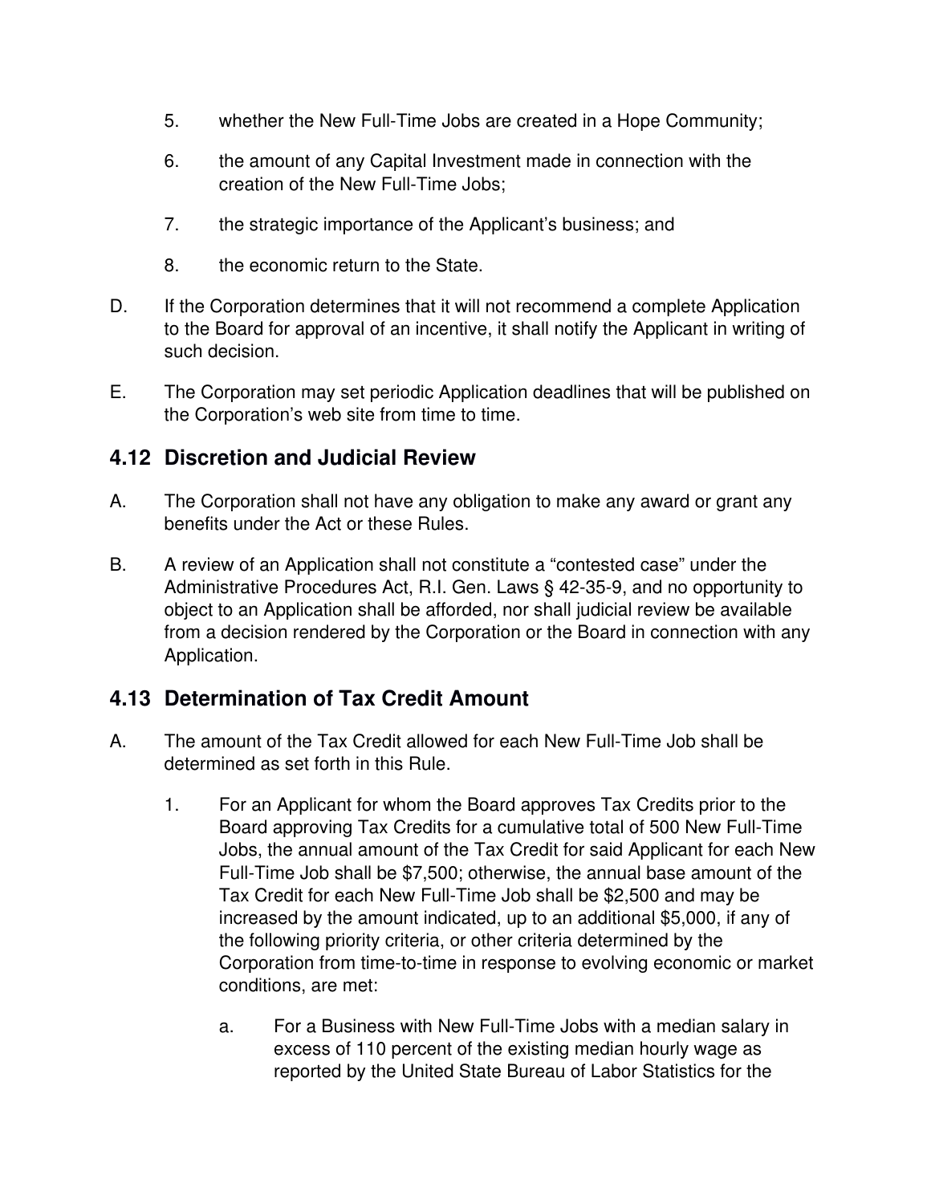5. whether the New Full-Time Jobs are created in a Hope Community;

6. the amount of any Capital Investment made in connection with the creation of the New Full-Time Jobs;

7. the strategic importance of the Applicant's business; and

8. the economic return to the State.

D. If the Corporation determines that it will not recommend a complete Application to the Board for approval of an incentive, it shall notify the Applicant in writing of such decision.

E. The Corporation may set periodic Application deadlines that will be published on the Corporation's web site from time to time.

## 4.12 Discretion and Judicial Review

A. The Corporation shall not have any obligation to make any award or grant any benefits under the Act or these Rules.

B. A review of an Application shall not constitute a "contested case" under the Administrative Procedures Act, R.I. Gen. Laws § 42-35-9, and no opportunity to object to an Application shall be afforded, nor shall judicial review be available from a decision rendered by the Corporation or the Board in connection with any Application.

## 4.13 Determination of Tax Credit Amount

A. The amount of the Tax Credit allowed for each New Full-Time Job shall be determined as set forth in this Rule.

   1. For an Applicant for whom the Board approves Tax Credits prior to the Board approving Tax Credits for a cumulative total of 500 New Full-Time Jobs, the annual amount of the Tax Credit for said Applicant for each New Full-Time Job shall be $7,500; otherwise, the annual base amount of the Tax Credit for each New Full-Time Job shall be $2,500 and may be increased by the amount indicated, up to an additional $5,000, if any of the following priority criteria, or other criteria determined by the Corporation from time-to-time in response to evolving economic or market conditions, are met:

      a. For a Business with New Full-Time Jobs with a median salary in excess of 110 percent of the existing median hourly wage as reported by the United State Bureau of Labor Statistics for the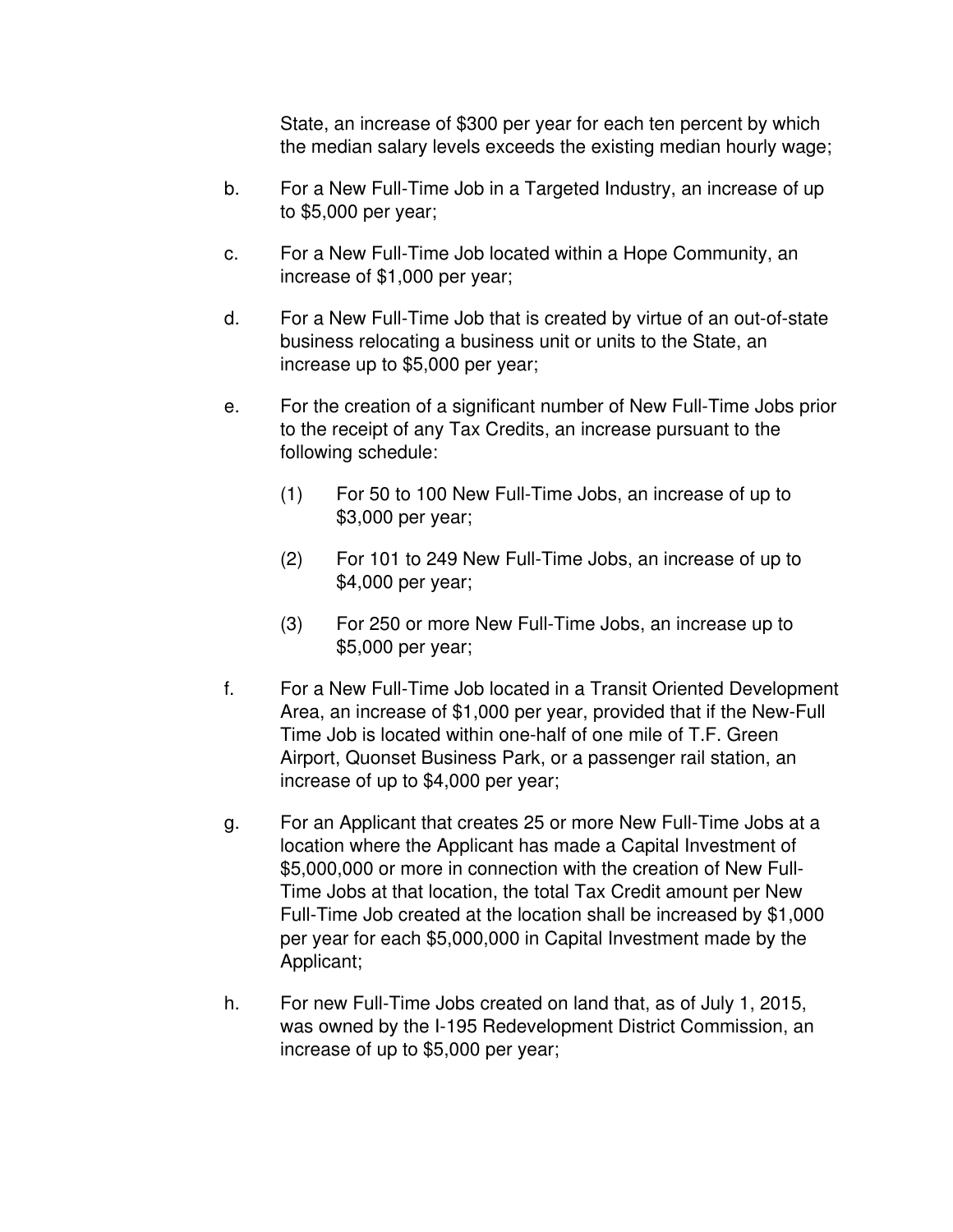State, an increase of $300 per year for each ten percent by which the median salary levels exceeds the existing median hourly wage;

b. For a New Full-Time Job in a Targeted Industry, an increase of up to $5,000 per year;

c. For a New Full-Time Job located within a Hope Community, an increase of $1,000 per year;

d. For a New Full-Time Job that is created by virtue of an out-of-state business relocating a business unit or units to the State, an increase up to $5,000 per year;

e. For the creation of a significant number of New Full-Time Jobs prior to the receipt of any Tax Credits, an increase pursuant to the following schedule:

   (1) For 50 to 100 New Full-Time Jobs, an increase of up to $3,000 per year;

   (2) For 101 to 249 New Full-Time Jobs, an increase of up to $4,000 per year;

   (3) For 250 or more New Full-Time Jobs, an increase up to $5,000 per year;

f. For a New Full-Time Job located in a Transit Oriented Development Area, an increase of $1,000 per year, provided that if the New-Full Time Job is located within one-half of one mile of T.F. Green Airport, Quonset Business Park, or a passenger rail station, an increase of up to $4,000 per year;

g. For an Applicant that creates 25 or more New Full-Time Jobs at a location where the Applicant has made a Capital Investment of $5,000,000 or more in connection with the creation of New Full-Time Jobs at that location, the total Tax Credit amount per New Full-Time Job created at the location shall be increased by $1,000 per year for each $5,000,000 in Capital Investment made by the Applicant;

h. For new Full-Time Jobs created on land that, as of July 1, 2015, was owned by the I-195 Redevelopment District Commission, an increase of up to $5,000 per year;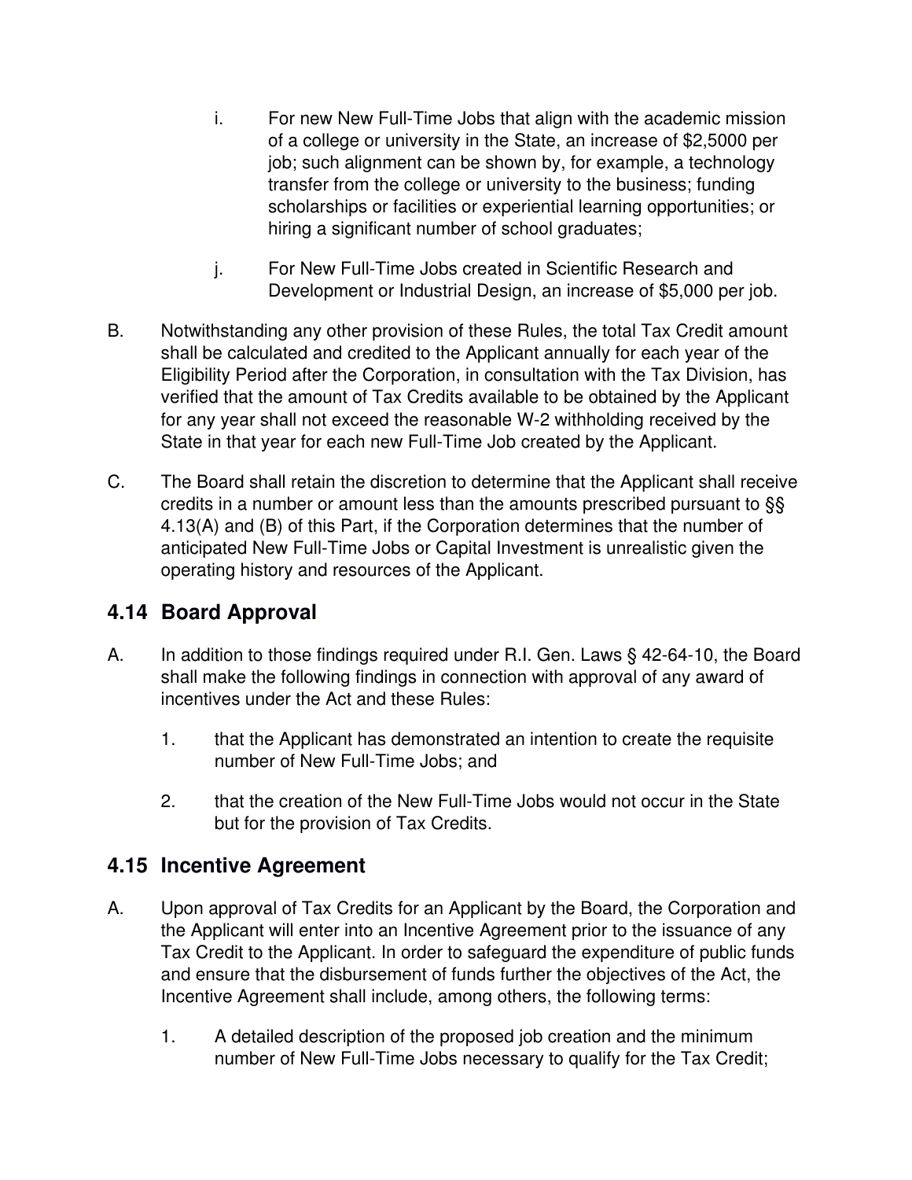i. For new New Full-Time Jobs that align with the academic mission of a college or university in the State, an increase of $2,5000 per job; such alignment can be shown by, for example, a technology transfer from the college or university to the business; funding scholarships or facilities or experiential learning opportunities; or hiring a significant number of school graduates;

j. For New Full-Time Jobs created in Scientific Research and Development or Industrial Design, an increase of $5,000 per job.

B. Notwithstanding any other provision of these Rules, the total Tax Credit amount shall be calculated and credited to the Applicant annually for each year of the Eligibility Period after the Corporation, in consultation with the Tax Division, has verified that the amount of Tax Credits available to be obtained by the Applicant for any year shall not exceed the reasonable W-2 withholding received by the State in that year for each new Full-Time Job created by the Applicant.

C. The Board shall retain the discretion to determine that the Applicant shall receive credits in a number or amount less than the amounts prescribed pursuant to §§ 4.13(A) and (B) of this Part, if the Corporation determines that the number of anticipated New Full-Time Jobs or Capital Investment is unrealistic given the operating history and resources of the Applicant.

## 4.14 Board Approval

A. In addition to those findings required under R.I. Gen. Laws § 42-64-10, the Board shall make the following findings in connection with approval of any award of incentives under the Act and these Rules:

1. that the Applicant has demonstrated an intention to create the requisite number of New Full-Time Jobs; and

2. that the creation of the New Full-Time Jobs would not occur in the State but for the provision of Tax Credits.

## 4.15 Incentive Agreement

A. Upon approval of Tax Credits for an Applicant by the Board, the Corporation and the Applicant will enter into an Incentive Agreement prior to the issuance of any Tax Credit to the Applicant. In order to safeguard the expenditure of public funds and ensure that the disbursement of funds further the objectives of the Act, the Incentive Agreement shall include, among others, the following terms:

1. A detailed description of the proposed job creation and the minimum number of New Full-Time Jobs necessary to qualify for the Tax Credit;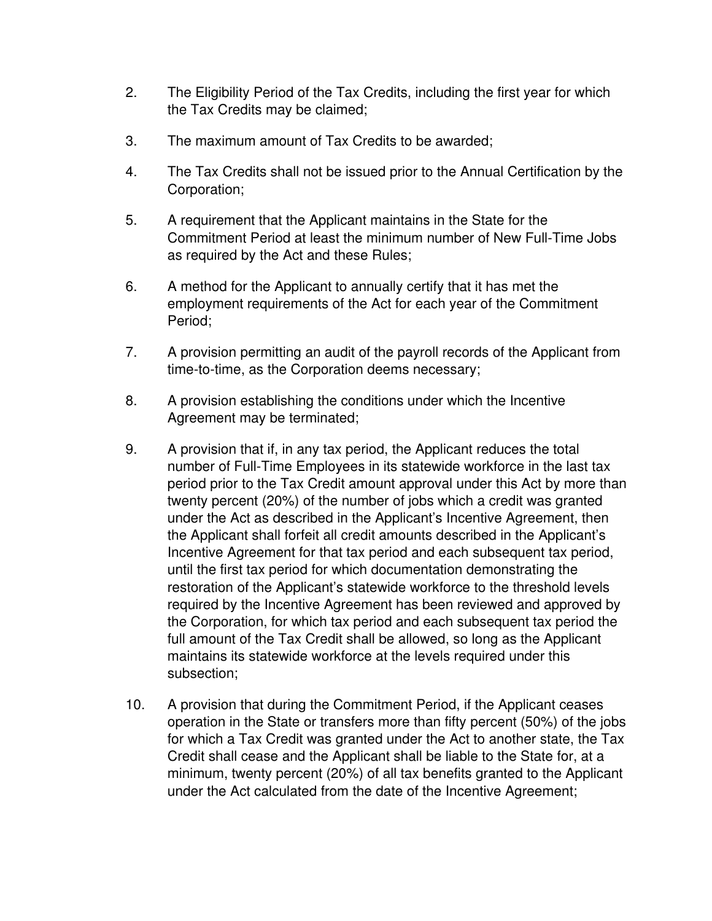2. The Eligibility Period of the Tax Credits, including the first year for which the Tax Credits may be claimed;

3. The maximum amount of Tax Credits to be awarded;

4. The Tax Credits shall not be issued prior to the Annual Certification by the Corporation;

5. A requirement that the Applicant maintains in the State for the Commitment Period at least the minimum number of New Full-Time Jobs as required by the Act and these Rules;

6. A method for the Applicant to annually certify that it has met the employment requirements of the Act for each year of the Commitment Period;

7. A provision permitting an audit of the payroll records of the Applicant from time-to-time, as the Corporation deems necessary;

8. A provision establishing the conditions under which the Incentive Agreement may be terminated;

9. A provision that if, in any tax period, the Applicant reduces the total number of Full-Time Employees in its statewide workforce in the last tax period prior to the Tax Credit amount approval under this Act by more than twenty percent (20%) of the number of jobs which a credit was granted under the Act as described in the Applicant's Incentive Agreement, then the Applicant shall forfeit all credit amounts described in the Applicant's Incentive Agreement for that tax period and each subsequent tax period, until the first tax period for which documentation demonstrating the restoration of the Applicant's statewide workforce to the threshold levels required by the Incentive Agreement has been reviewed and approved by the Corporation, for which tax period and each subsequent tax period the full amount of the Tax Credit shall be allowed, so long as the Applicant maintains its statewide workforce at the levels required under this subsection;

10. A provision that during the Commitment Period, if the Applicant ceases operation in the State or transfers more than fifty percent (50%) of the jobs for which a Tax Credit was granted under the Act to another state, the Tax Credit shall cease and the Applicant shall be liable to the State for, at a minimum, twenty percent (20%) of all tax benefits granted to the Applicant under the Act calculated from the date of the Incentive Agreement;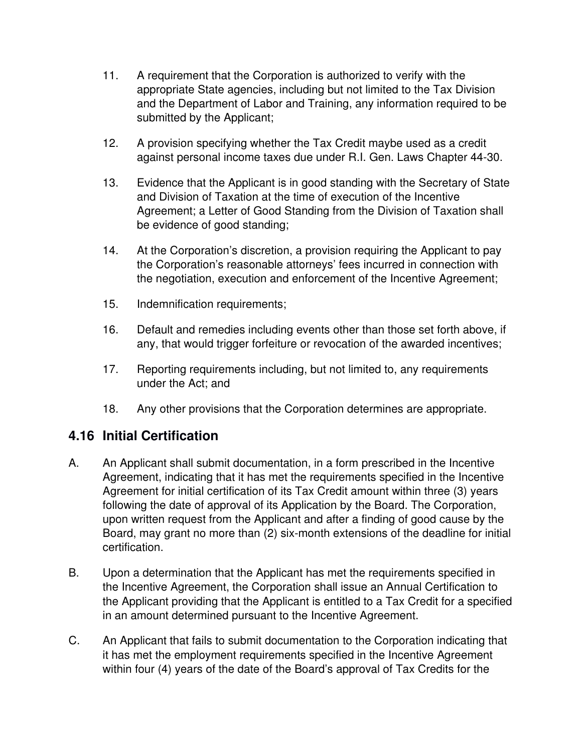11. A requirement that the Corporation is authorized to verify with the appropriate State agencies, including but not limited to the Tax Division and the Department of Labor and Training, any information required to be submitted by the Applicant;

12. A provision specifying whether the Tax Credit maybe used as a credit against personal income taxes due under R.I. Gen. Laws Chapter 44-30.

13. Evidence that the Applicant is in good standing with the Secretary of State and Division of Taxation at the time of execution of the Incentive Agreement; a Letter of Good Standing from the Division of Taxation shall be evidence of good standing;

14. At the Corporation's discretion, a provision requiring the Applicant to pay the Corporation's reasonable attorneys' fees incurred in connection with the negotiation, execution and enforcement of the Incentive Agreement;

15. Indemnification requirements;

16. Default and remedies including events other than those set forth above, if any, that would trigger forfeiture or revocation of the awarded incentives;

17. Reporting requirements including, but not limited to, any requirements under the Act; and

18. Any other provisions that the Corporation determines are appropriate.

## 4.16 Initial Certification

A. An Applicant shall submit documentation, in a form prescribed in the Incentive Agreement, indicating that it has met the requirements specified in the Incentive Agreement for initial certification of its Tax Credit amount within three (3) years following the date of approval of its Application by the Board. The Corporation, upon written request from the Applicant and after a finding of good cause by the Board, may grant no more than (2) six-month extensions of the deadline for initial certification.

B. Upon a determination that the Applicant has met the requirements specified in the Incentive Agreement, the Corporation shall issue an Annual Certification to the Applicant providing that the Applicant is entitled to a Tax Credit for a specified in an amount determined pursuant to the Incentive Agreement.

C. An Applicant that fails to submit documentation to the Corporation indicating that it has met the employment requirements specified in the Incentive Agreement within four (4) years of the date of the Board's approval of Tax Credits for the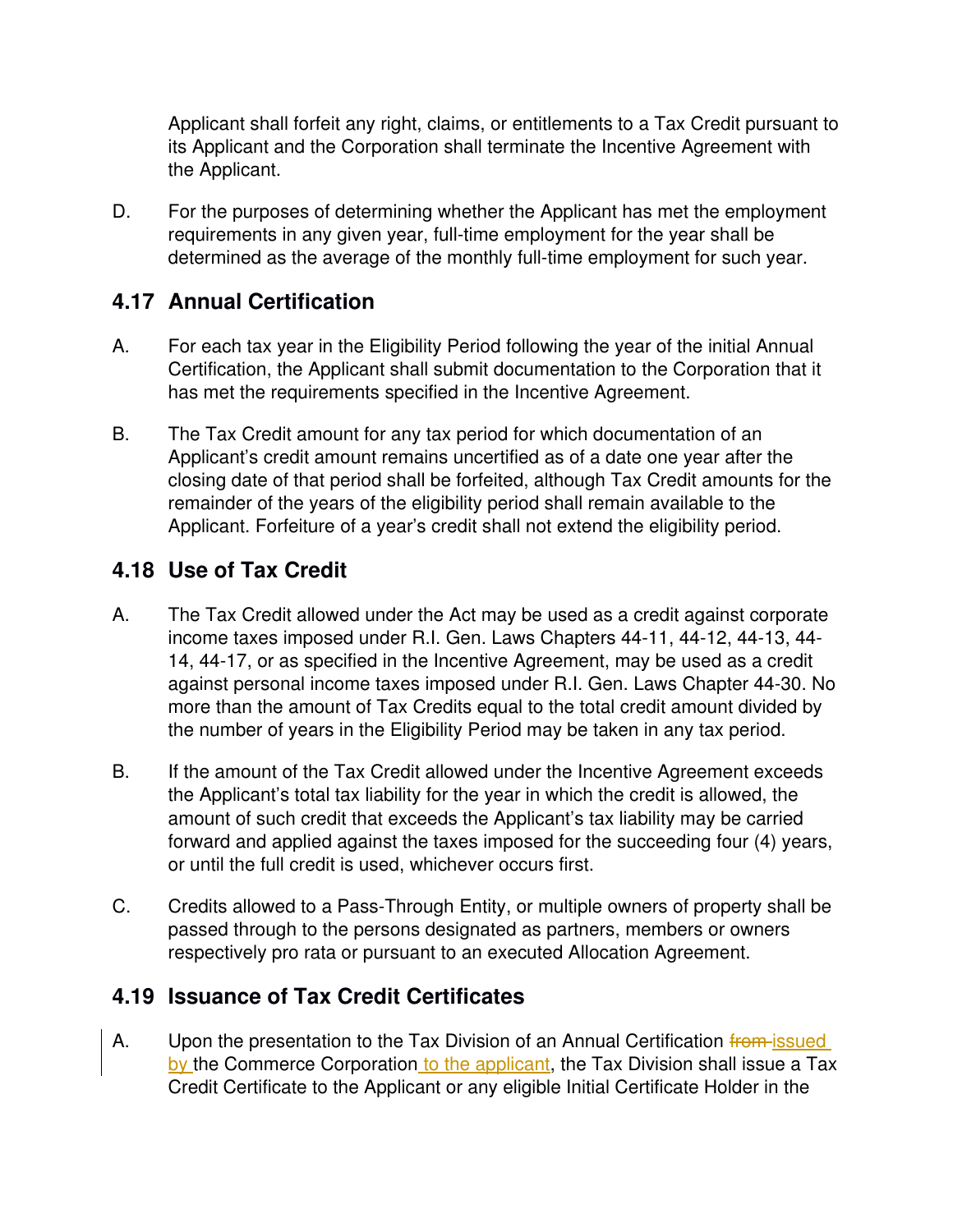Applicant shall forfeit any right, claims, or entitlements to a Tax Credit pursuant to its Applicant and the Corporation shall terminate the Incentive Agreement with the Applicant.

D. For the purposes of determining whether the Applicant has met the employment requirements in any given year, full-time employment for the year shall be determined as the average of the monthly full-time employment for such year.

## 4.17 Annual Certification

A. For each tax year in the Eligibility Period following the year of the initial Annual Certification, the Applicant shall submit documentation to the Corporation that it has met the requirements specified in the Incentive Agreement.

B. The Tax Credit amount for any tax period for which documentation of an Applicant's credit amount remains uncertified as of a date one year after the closing date of that period shall be forfeited, although Tax Credit amounts for the remainder of the years of the eligibility period shall remain available to the Applicant. Forfeiture of a year's credit shall not extend the eligibility period.

## 4.18 Use of Tax Credit

A. The Tax Credit allowed under the Act may be used as a credit against corporate income taxes imposed under R.I. Gen. Laws Chapters 44-11, 44-12, 44-13, 44-14, 44-17, or as specified in the Incentive Agreement, may be used as a credit against personal income taxes imposed under R.I. Gen. Laws Chapter 44-30. No more than the amount of Tax Credits equal to the total credit amount divided by the number of years in the Eligibility Period may be taken in any tax period.

B. If the amount of the Tax Credit allowed under the Incentive Agreement exceeds the Applicant's total tax liability for the year in which the credit is allowed, the amount of such credit that exceeds the Applicant's tax liability may be carried forward and applied against the taxes imposed for the succeeding four (4) years, or until the full credit is used, whichever occurs first.

C. Credits allowed to a Pass-Through Entity, or multiple owners of property shall be passed through to the persons designated as partners, members or owners respectively pro rata or pursuant to an executed Allocation Agreement.

## 4.19 Issuance of Tax Credit Certificates

A. Upon the presentation to the Tax Division of an Annual Certification ~~from~~ issued by the Commerce Corporation to the applicant, the Tax Division shall issue a Tax Credit Certificate to the Applicant or any eligible Initial Certificate Holder in the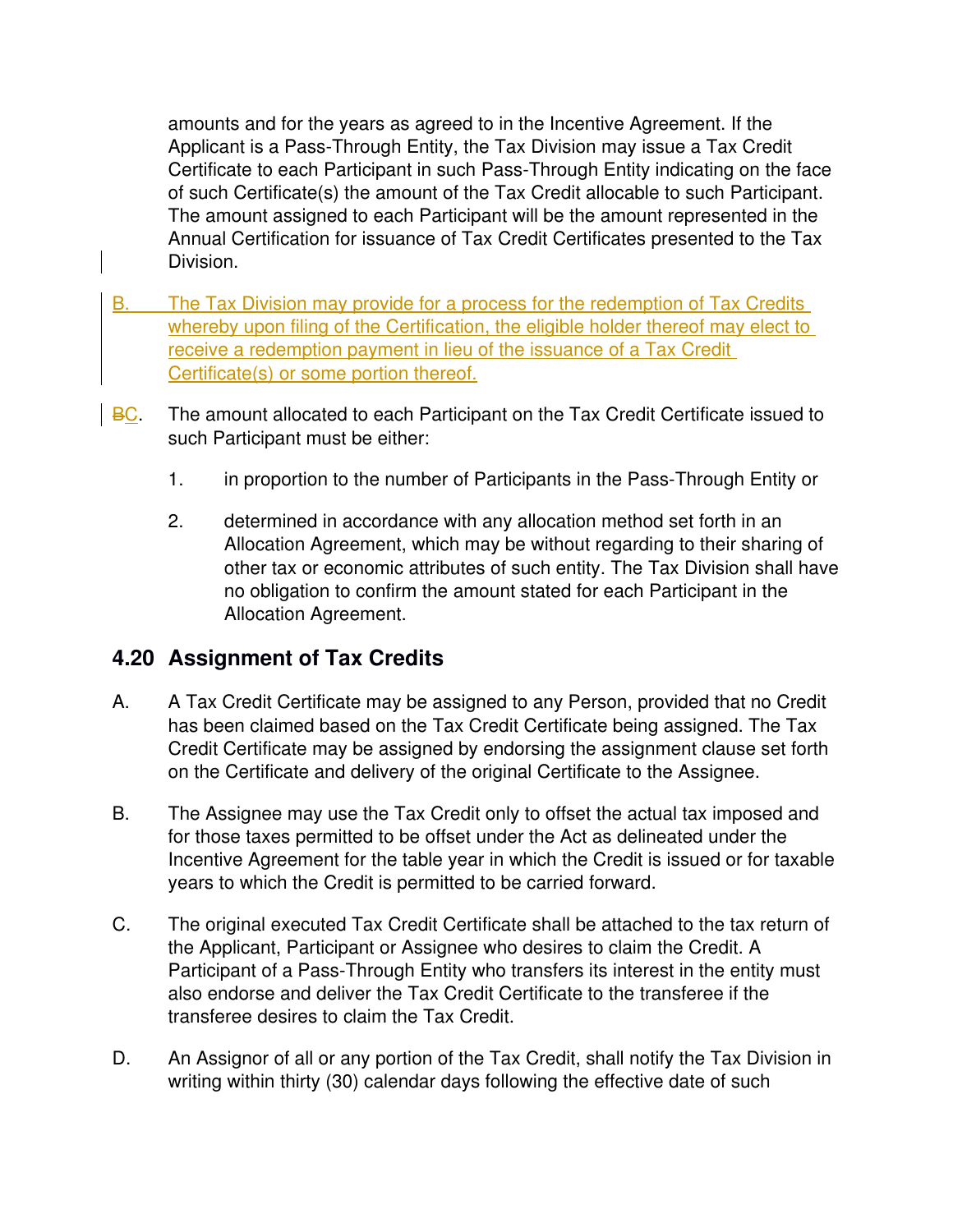amounts and for the years as agreed to in the Incentive Agreement. If the Applicant is a Pass-Through Entity, the Tax Division may issue a Tax Credit Certificate to each Participant in such Pass-Through Entity indicating on the face of such Certificate(s) the amount of the Tax Credit allocable to such Participant. The amount assigned to each Participant will be the amount represented in the Annual Certification for issuance of Tax Credit Certificates presented to the Tax Division.

B. The Tax Division may provide for a process for the redemption of Tax Credits whereby upon filing of the Certification, the eligible holder thereof may elect to receive a redemption payment in lieu of the issuance of a Tax Credit Certificate(s) or some portion thereof.

~~B~~C. The amount allocated to each Participant on the Tax Credit Certificate issued to such Participant must be either:

1. in proportion to the number of Participants in the Pass-Through Entity or

2. determined in accordance with any allocation method set forth in an Allocation Agreement, which may be without regarding to their sharing of other tax or economic attributes of such entity. The Tax Division shall have no obligation to confirm the amount stated for each Participant in the Allocation Agreement.

## 4.20 Assignment of Tax Credits

A. A Tax Credit Certificate may be assigned to any Person, provided that no Credit has been claimed based on the Tax Credit Certificate being assigned. The Tax Credit Certificate may be assigned by endorsing the assignment clause set forth on the Certificate and delivery of the original Certificate to the Assignee.

B. The Assignee may use the Tax Credit only to offset the actual tax imposed and for those taxes permitted to be offset under the Act as delineated under the Incentive Agreement for the table year in which the Credit is issued or for taxable years to which the Credit is permitted to be carried forward.

C. The original executed Tax Credit Certificate shall be attached to the tax return of the Applicant, Participant or Assignee who desires to claim the Credit. A Participant of a Pass-Through Entity who transfers its interest in the entity must also endorse and deliver the Tax Credit Certificate to the transferee if the transferee desires to claim the Tax Credit.

D. An Assignor of all or any portion of the Tax Credit, shall notify the Tax Division in writing within thirty (30) calendar days following the effective date of such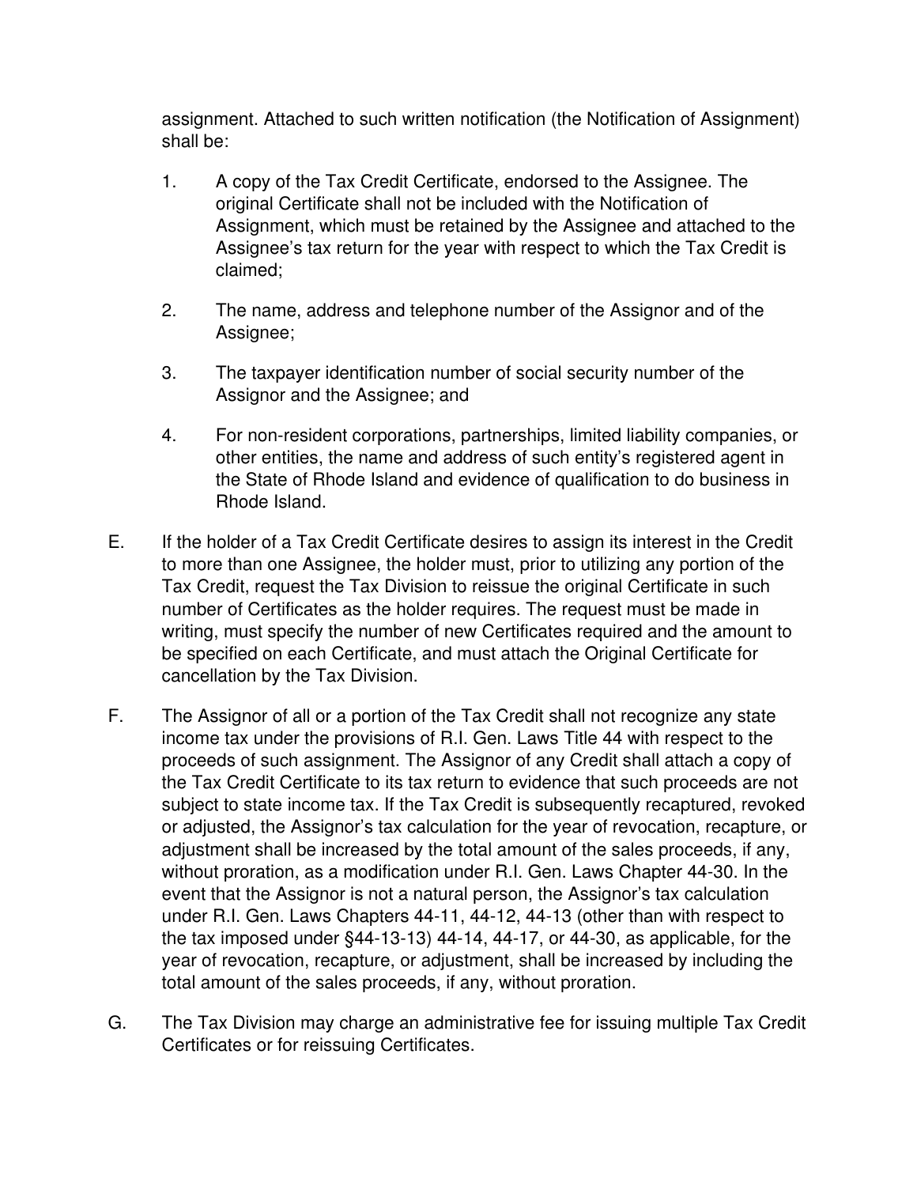assignment. Attached to such written notification (the Notification of Assignment) shall be:

1. A copy of the Tax Credit Certificate, endorsed to the Assignee. The original Certificate shall not be included with the Notification of Assignment, which must be retained by the Assignee and attached to the Assignee's tax return for the year with respect to which the Tax Credit is claimed;

2. The name, address and telephone number of the Assignor and of the Assignee;

3. The taxpayer identification number of social security number of the Assignor and the Assignee; and

4. For non-resident corporations, partnerships, limited liability companies, or other entities, the name and address of such entity's registered agent in the State of Rhode Island and evidence of qualification to do business in Rhode Island.

E. If the holder of a Tax Credit Certificate desires to assign its interest in the Credit to more than one Assignee, the holder must, prior to utilizing any portion of the Tax Credit, request the Tax Division to reissue the original Certificate in such number of Certificates as the holder requires. The request must be made in writing, must specify the number of new Certificates required and the amount to be specified on each Certificate, and must attach the Original Certificate for cancellation by the Tax Division.

F. The Assignor of all or a portion of the Tax Credit shall not recognize any state income tax under the provisions of R.I. Gen. Laws Title 44 with respect to the proceeds of such assignment. The Assignor of any Credit shall attach a copy of the Tax Credit Certificate to its tax return to evidence that such proceeds are not subject to state income tax. If the Tax Credit is subsequently recaptured, revoked or adjusted, the Assignor's tax calculation for the year of revocation, recapture, or adjustment shall be increased by the total amount of the sales proceeds, if any, without proration, as a modification under R.I. Gen. Laws Chapter 44-30. In the event that the Assignor is not a natural person, the Assignor's tax calculation under R.I. Gen. Laws Chapters 44-11, 44-12, 44-13 (other than with respect to the tax imposed under §44-13-13) 44-14, 44-17, or 44-30, as applicable, for the year of revocation, recapture, or adjustment, shall be increased by including the total amount of the sales proceeds, if any, without proration.

G. The Tax Division may charge an administrative fee for issuing multiple Tax Credit Certificates or for reissuing Certificates.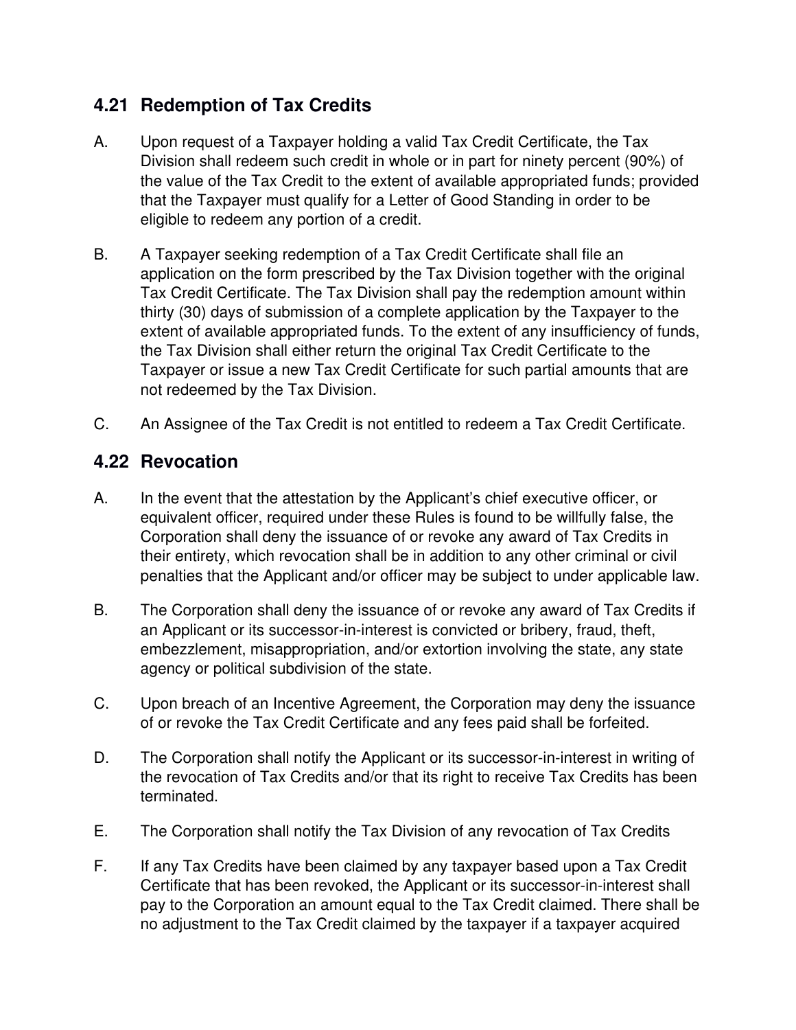## 4.21 Redemption of Tax Credits

A. Upon request of a Taxpayer holding a valid Tax Credit Certificate, the Tax Division shall redeem such credit in whole or in part for ninety percent (90%) of the value of the Tax Credit to the extent of available appropriated funds; provided that the Taxpayer must qualify for a Letter of Good Standing in order to be eligible to redeem any portion of a credit.

B. A Taxpayer seeking redemption of a Tax Credit Certificate shall file an application on the form prescribed by the Tax Division together with the original Tax Credit Certificate. The Tax Division shall pay the redemption amount within thirty (30) days of submission of a complete application by the Taxpayer to the extent of available appropriated funds. To the extent of any insufficiency of funds, the Tax Division shall either return the original Tax Credit Certificate to the Taxpayer or issue a new Tax Credit Certificate for such partial amounts that are not redeemed by the Tax Division.

C. An Assignee of the Tax Credit is not entitled to redeem a Tax Credit Certificate.

## 4.22 Revocation

A. In the event that the attestation by the Applicant's chief executive officer, or equivalent officer, required under these Rules is found to be willfully false, the Corporation shall deny the issuance of or revoke any award of Tax Credits in their entirety, which revocation shall be in addition to any other criminal or civil penalties that the Applicant and/or officer may be subject to under applicable law.

B. The Corporation shall deny the issuance of or revoke any award of Tax Credits if an Applicant or its successor-in-interest is convicted or bribery, fraud, theft, embezzlement, misappropriation, and/or extortion involving the state, any state agency or political subdivision of the state.

C. Upon breach of an Incentive Agreement, the Corporation may deny the issuance of or revoke the Tax Credit Certificate and any fees paid shall be forfeited.

D. The Corporation shall notify the Applicant or its successor-in-interest in writing of the revocation of Tax Credits and/or that its right to receive Tax Credits has been terminated.

E. The Corporation shall notify the Tax Division of any revocation of Tax Credits

F. If any Tax Credits have been claimed by any taxpayer based upon a Tax Credit Certificate that has been revoked, the Applicant or its successor-in-interest shall pay to the Corporation an amount equal to the Tax Credit claimed. There shall be no adjustment to the Tax Credit claimed by the taxpayer if a taxpayer acquired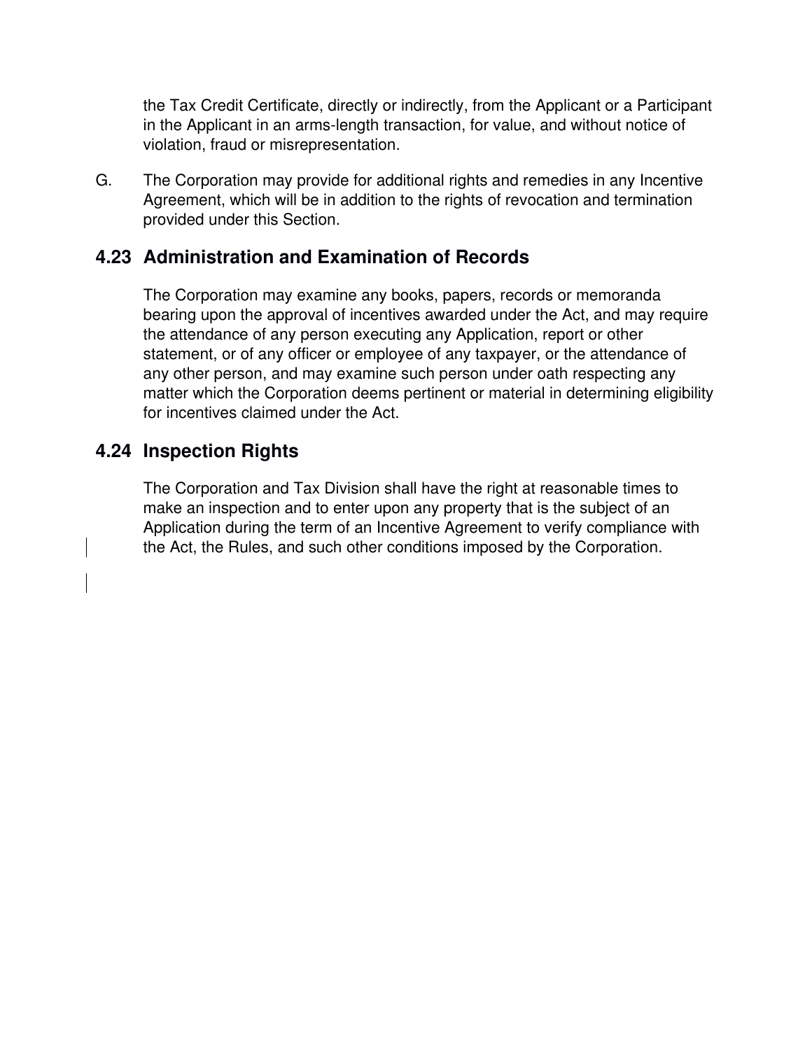the Tax Credit Certificate, directly or indirectly, from the Applicant or a Participant in the Applicant in an arms-length transaction, for value, and without notice of violation, fraud or misrepresentation.

G. The Corporation may provide for additional rights and remedies in any Incentive Agreement, which will be in addition to the rights of revocation and termination provided under this Section.

## 4.23 Administration and Examination of Records

The Corporation may examine any books, papers, records or memoranda bearing upon the approval of incentives awarded under the Act, and may require the attendance of any person executing any Application, report or other statement, or of any officer or employee of any taxpayer, or the attendance of any other person, and may examine such person under oath respecting any matter which the Corporation deems pertinent or material in determining eligibility for incentives claimed under the Act.

## 4.24 Inspection Rights

The Corporation and Tax Division shall have the right at reasonable times to make an inspection and to enter upon any property that is the subject of an Application during the term of an Incentive Agreement to verify compliance with the Act, the Rules, and such other conditions imposed by the Corporation.